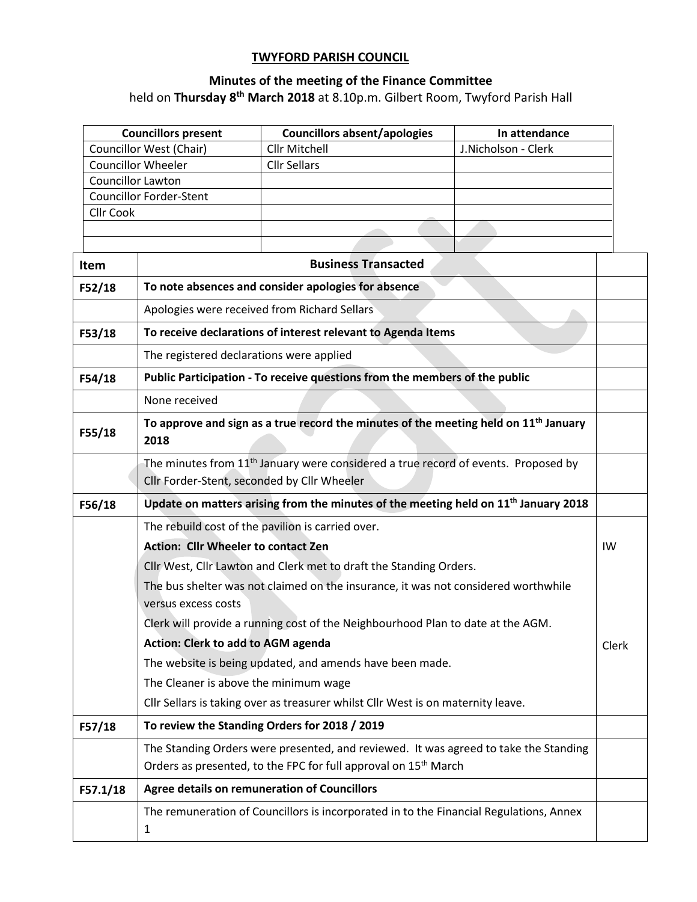# TWYFORD PARISH COUNCIL

## Minutes of the meeting of the Finance Committee

held on **Thursday 8th March 2018** at 8.10p.m. Gilbert Room, Twyford Parish Hall

| Councillors present | Councillors absent/apologies | In attendance |
|---|---|---|
| Councillor West (Chair) | Cllr Mitchell | J.Nicholson - Clerk |
| Councillor Wheeler | Cllr Sellars | |
| Councillor Lawton | | |
| Councillor Forder-Stent | | |
| Cllr Cook | | |
| | | |
| | | |

| Item | Business Transacted | |
|---|---|---|
| **F52/18** | **To note absences and consider apologies for absence** | |
| | Apologies were received from Richard Sellars | |
| **F53/18** | **To receive declarations of interest relevant to Agenda Items** | |
| | The registered declarations were applied | |
| **F54/18** | **Public Participation - To receive questions from the members of the public** | |
| | None received | |
| **F55/18** | **To approve and sign as a true record the minutes of the meeting held on 11th January 2018** | |
| | The minutes from 11th January were considered a true record of events. Proposed by Cllr Forder-Stent, seconded by Cllr Wheeler | |
| **F56/18** | **Update on matters arising from the minutes of the meeting held on 11th January 2018** | |
| | The rebuild cost of the pavilion is carried over.<br>**Action: Cllr Wheeler to contact Zen** | IW |
| | Cllr West, Cllr Lawton and Clerk met to draft the Standing Orders.<br>The bus shelter was not claimed on the insurance, it was not considered worthwhile versus excess costs<br>Clerk will provide a running cost of the Neighbourhood Plan to date at the AGM.<br>**Action: Clerk to add to AGM agenda** | Clerk |
| | The website is being updated, and amends have been made.<br>The Cleaner is above the minimum wage<br>Cllr Sellars is taking over as treasurer whilst Cllr West is on maternity leave. | |
| **F57/18** | **To review the Standing Orders for 2018 / 2019** | |
| | The Standing Orders were presented, and reviewed. It was agreed to take the Standing Orders as presented, to the FPC for full approval on 15th March | |
| **F57.1/18** | **Agree details on remuneration of Councillors** | |
| | The remuneration of Councillors is incorporated in to the Financial Regulations, Annex 1 | |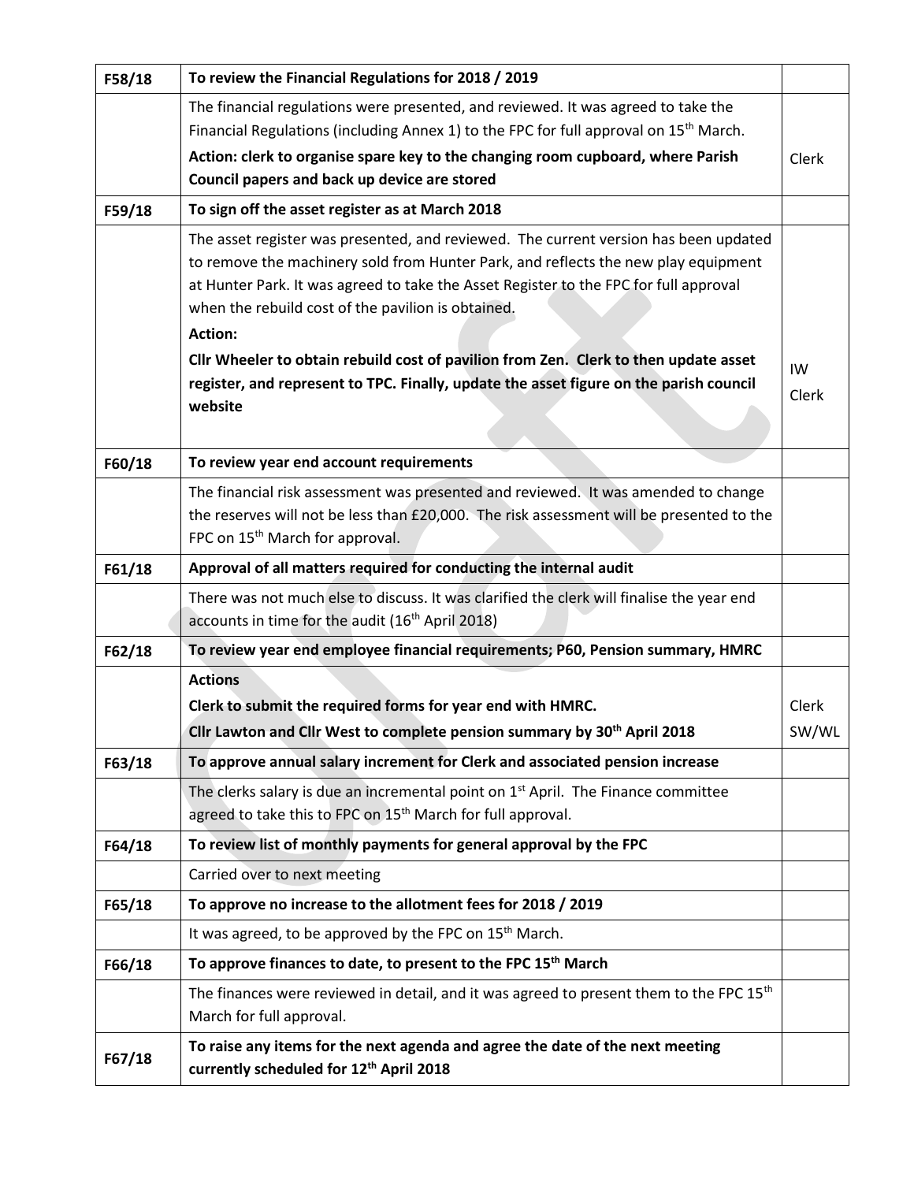| | | |
|---|---|---|
| **F58/18** | **To review the Financial Regulations for 2018 / 2019** | |
| | The financial regulations were presented, and reviewed. It was agreed to take the Financial Regulations (including Annex 1) to the FPC for full approval on 15th March.<br>**Action: clerk to organise spare key to the changing room cupboard, where Parish Council papers and back up device are stored** | Clerk |
| **F59/18** | **To sign off the asset register as at March 2018** | |
| | The asset register was presented, and reviewed. The current version has been updated to remove the machinery sold from Hunter Park, and reflects the new play equipment at Hunter Park. It was agreed to take the Asset Register to the FPC for full approval when the rebuild cost of the pavilion is obtained.<br>**Action:**<br>**Cllr Wheeler to obtain rebuild cost of pavilion from Zen. Clerk to then update asset register, and represent to TPC. Finally, update the asset figure on the parish council website** | IW<br>Clerk |
| **F60/18** | **To review year end account requirements** | |
| | The financial risk assessment was presented and reviewed. It was amended to change the reserves will not be less than £20,000. The risk assessment will be presented to the FPC on 15th March for approval. | |
| **F61/18** | **Approval of all matters required for conducting the internal audit** | |
| | There was not much else to discuss. It was clarified the clerk will finalise the year end accounts in time for the audit (16th April 2018) | |
| **F62/18** | **To review year end employee financial requirements; P60, Pension summary, HMRC** | |
| | **Actions**<br>**Clerk to submit the required forms for year end with HMRC.**<br>**Cllr Lawton and Cllr West to complete pension summary by 30th April 2018** | Clerk<br>SW/WL |
| **F63/18** | **To approve annual salary increment for Clerk and associated pension increase** | |
| | The clerks salary is due an incremental point on 1st April. The Finance committee agreed to take this to FPC on 15th March for full approval. | |
| **F64/18** | **To review list of monthly payments for general approval by the FPC** | |
| | Carried over to next meeting | |
| **F65/18** | **To approve no increase to the allotment fees for 2018 / 2019** | |
| | It was agreed, to be approved by the FPC on 15th March. | |
| **F66/18** | **To approve finances to date, to present to the FPC 15th March** | |
| | The finances were reviewed in detail, and it was agreed to present them to the FPC 15th March for full approval. | |
| **F67/18** | **To raise any items for the next agenda and agree the date of the next meeting currently scheduled for 12th April 2018** | |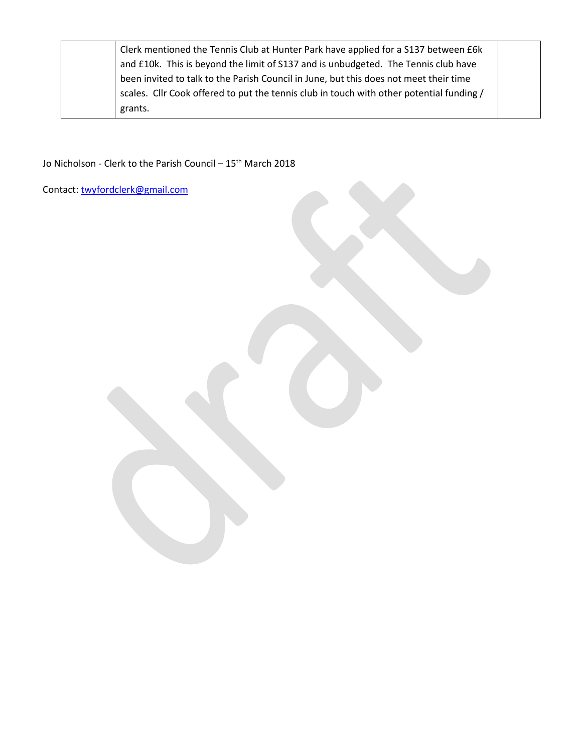|  | Clerk mentioned the Tennis Club at Hunter Park have applied for a S137 between £6k and £10k. This is beyond the limit of S137 and is unbudgeted. The Tennis club have been invited to talk to the Parish Council in June, but this does not meet their time scales. Cllr Cook offered to put the tennis club in touch with other potential funding / grants. |  |
|---|---|---|

Jo Nicholson - Clerk to the Parish Council – 15th March 2018

Contact: twyfordclerk@gmail.com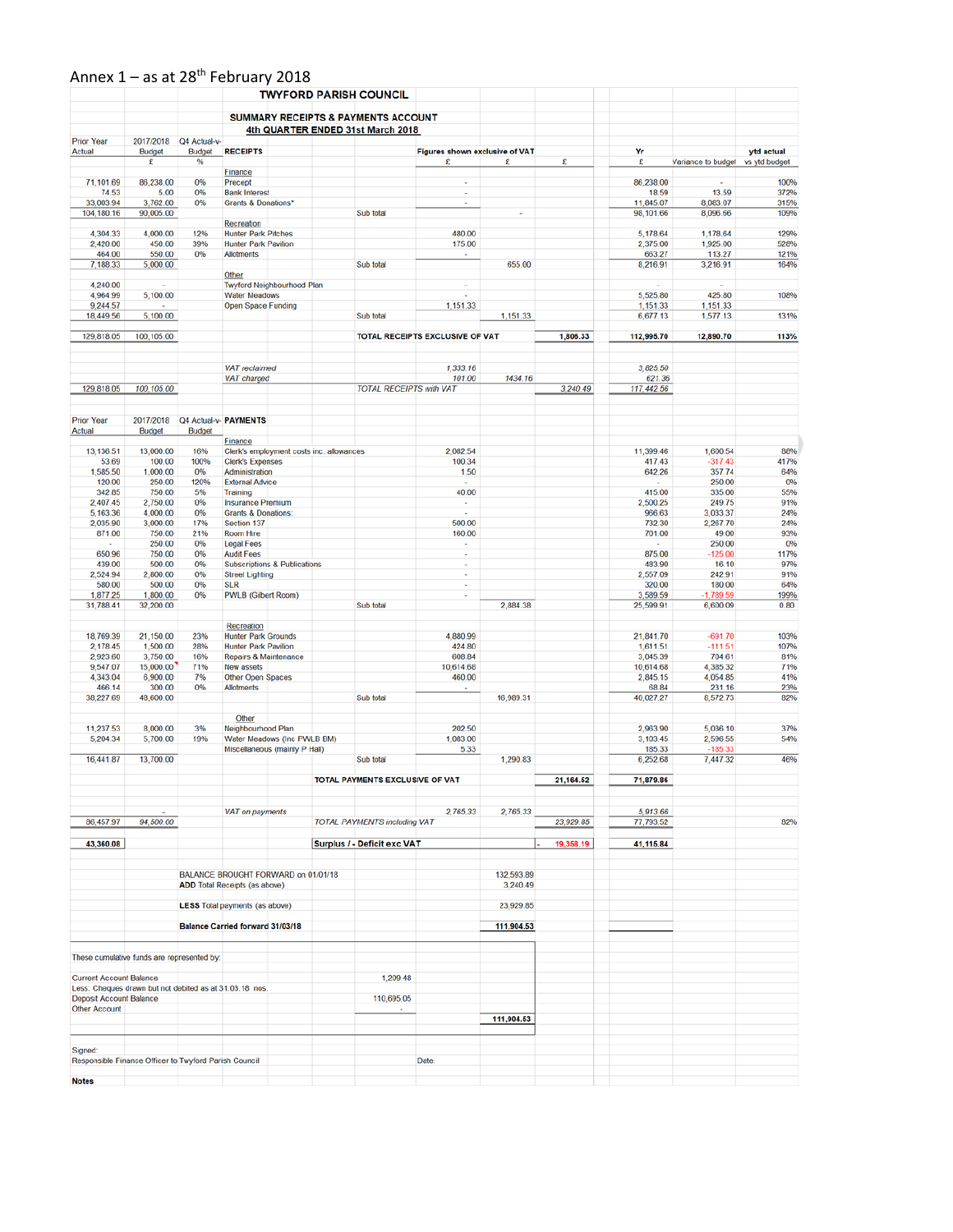# Annex 1 – as at 28th February 2018

## TWYFORD PARISH COUNCIL

### SUMMARY RECEIPTS & PAYMENTS ACCOUNT

**4th QUARTER ENDED 31st March 2018**

| Prior Year Actual | 2017/2018 Budget | Q4 Actual-v-Budget | RECEIPTS | | Figures shown exclusive of VAT | | | Yr | Variance to budget | ytd actual vs ytd budget |
|---|---|---|---|---|---|---|---|---|---|---|
| | £ | % | | | £ | £ | £ | £ | | |
| | | | Finance | | | | | | | |
| 71,101.69 | 86,238.00 | 0% | Precept | | - | | | 86,238.00 | - | 100% |
| 74.53 | 5.00 | 0% | Bank Interest | | - | | | 18.59 | 13.59 | 372% |
| 33,003.94 | 3,762.00 | 0% | Grants & Donations* | | - | | | 11,845.07 | 8,083.07 | 315% |
| 104,180.16 | 90,005.00 | | | Sub total | | - | | 98,101.66 | 8,096.66 | 109% |
| | | | Recreation | | | | | | | |
| 4,304.33 | 4,000.00 | 12% | Hunter Park Pitches | | 480.00 | | | 5,178.64 | 1,178.64 | 129% |
| 2,420.00 | 450.00 | 39% | Hunter Park Pavilion | | 175.00 | | | 2,375.00 | 1,925.00 | 528% |
| 464.00 | 550.00 | 0% | Allotments | | - | | | 663.27 | 113.27 | 121% |
| 7,188.33 | 5,000.00 | | | Sub total | | 655.00 | | 8,216.91 | 3,216.91 | 164% |
| | | | Other | | | | | | | |
| 4,240.00 | - | | Twyford Neighbourhood Plan | | - | | | - | - | |
| 4,964.99 | 5,100.00 | | Water Meadows | | - | | | 5,525.80 | 425.80 | 108% |
| 9,244.57 | - | | Open Space Funding | | 1,151.33 | | | 1,151.33 | 1,151.33 | |
| 18,449.56 | 5,100.00 | | | Sub total | | 1,151.33 | | 6,677.13 | 1,577.13 | 131% |
| 129,818.05 | 100,105.00 | | | TOTAL RECEIPTS EXCLUSIVE OF VAT | | | 1,806.33 | 112,995.70 | 12,890.70 | 113% |
| | | | *VAT reclaimed* | | 1,333.16 | | | 3,825.50 | | |
| | | | *VAT charged* | | 101.00 | 1434.16 | | 621.36 | | |
| 129,818.05 | *100,105.00* | | | *TOTAL RECEIPTS with VAT* | | | 3,240.49 | 117,442.56 | | |

| Prior Year Actual | 2017/2018 Budget | Q4 Actual-v-Budget | PAYMENTS | | | | | Yr | Variance to budget | ytd actual vs ytd budget |
|---|---|---|---|---|---|---|---|---|---|---|
| | | | Finance | | | | | | | |
| 13,136.51 | 13,000.00 | 16% | Clerk's employment costs inc. allowances | | 2,082.54 | | | 11,399.46 | 1,600.54 | 88% |
| 53.69 | 100.00 | 100% | Clerk's Expenses | | 100.34 | | | 417.43 | -317.43 | 417% |
| 1,585.50 | 1,000.00 | 0% | Administration | | 1.50 | | | 642.26 | 357.74 | 64% |
| 120.00 | 250.00 | 120% | External Advice | | - | | | - | 250.00 | 0% |
| 342.85 | 750.00 | 5% | Training | | 40.00 | | | 415.00 | 335.00 | 55% |
| 2,407.45 | 2,750.00 | 0% | Insurance Premium | | - | | | 2,500.25 | 249.75 | 91% |
| 5,163.36 | 4,000.00 | 0% | Grants & Donations: | | - | | | 966.63 | 3,033.37 | 24% |
| 2,035.90 | 3,000.00 | 17% | Section 137 | | 500.00 | | | 732.30 | 2,267.70 | 24% |
| 871.00 | 750.00 | 21% | Room Hire | | 160.00 | | | 701.00 | 49.00 | 93% |
| - | 250.00 | 0% | Legal Fees | | - | | | - | 250.00 | 0% |
| 650.96 | 750.00 | 0% | Audit Fees | | - | | | 875.00 | -125.00 | 117% |
| 439.00 | 500.00 | 0% | Subscriptions & Publications | | - | | | 483.90 | 16.10 | 97% |
| 2,524.94 | 2,800.00 | 0% | Street Lighting | | - | | | 2,557.09 | 242.91 | 91% |
| 580.00 | 500.00 | 0% | SLR | | - | | | 320.00 | 180.00 | 64% |
| 1,877.25 | 1,800.00 | 0% | PWLB (Gilbert Room) | | - | | | 3,589.59 | -1,789.59 | 199% |
| 31,788.41 | 32,200.00 | | | Sub total | | 2,884.38 | | 25,599.91 | 6,600.09 | 0.80 |
| | | | Recreation | | | | | | | |
| 18,769.39 | 21,150.00 | 23% | Hunter Park Grounds | | 4,880.99 | | | 21,841.70 | -691.70 | 103% |
| 2,178.45 | 1,500.00 | 28% | Hunter Park Pavilion | | 424.80 | | | 1,611.51 | -111.51 | 107% |
| 2,923.60 | 3,750.00 | 16% | Repairs & Maintenance | | 608.84 | | | 3,045.39 | 704.61 | 81% |
| 9,547.07 | 15,000.00 | 71% | New assets | | 10,614.68 | | | 10,614.68 | 4,385.32 | 71% |
| 4,343.04 | 6,900.00 | 7% | Other Open Spaces | | 460.00 | | | 2,845.15 | 4,054.85 | 41% |
| 466.14 | 300.00 | 0% | Allotments | | - | | | 68.84 | 231.16 | 23% |
| 38,227.69 | 48,600.00 | | | Sub total | | 16,989.31 | | 40,027.27 | 8,572.73 | 82% |
| | | | Other | | | | | | | |
| 11,237.53 | 8,000.00 | 3% | Neighbourhood Plan | | 202.50 | | | 2,963.90 | 5,036.10 | 37% |
| 5,204.34 | 5,700.00 | 19% | Water Meadows (inc PWLB BM) | | 1,083.00 | | | 3,103.45 | 2,596.55 | 54% |
| | | | Miscellaneous (mainly P Hall) | | 5.33 | | | 185.33 | -185.33 | |
| 16,441.87 | 13,700.00 | | | Sub total | | 1,290.83 | | 6,252.68 | 7,447.32 | 46% |
| | | | | TOTAL PAYMENTS EXCLUSIVE OF VAT | | | 21,164.52 | 71,879.86 | | |
| - | - | | *VAT on payments* | | 2,765.33 | 2,765.33 | | 5,913.66 | | |
| 86,457.97 | *94,500.00* | | | *TOTAL PAYMENTS including VAT* | | | 23,929.85 | 77,793.52 | | 82% |
| 43,360.08 | | | | Surplus / - Deficit exc VAT | | | - 19,358.19 | 41,115.84 | | |

| | | |
|---|---|---|
| BALANCE BROUGHT FORWARD on 01/01/18 | | 132,593.89 |
| ADD Total Receipts (as above) | | 3,240.49 |
| **LESS** Total payments (as above) | | 23,929.85 |
| **Balance Carried forward 31/03/18** | | **111,904.53** |

These cumulative funds are represented by:

| | | |
|---|---|---|
| Current Account Balance | 1,209.48 | |
| Less: Cheques drawn but not debited as at 31.03.18 nos. | | |
| Deposit Account Balance | 110,695.05 | |
| Other Account | - | |
| | | 111,904.53 |

Signed:

Responsible Finance Officer to Twyford Parish Council

Date:

**Notes**